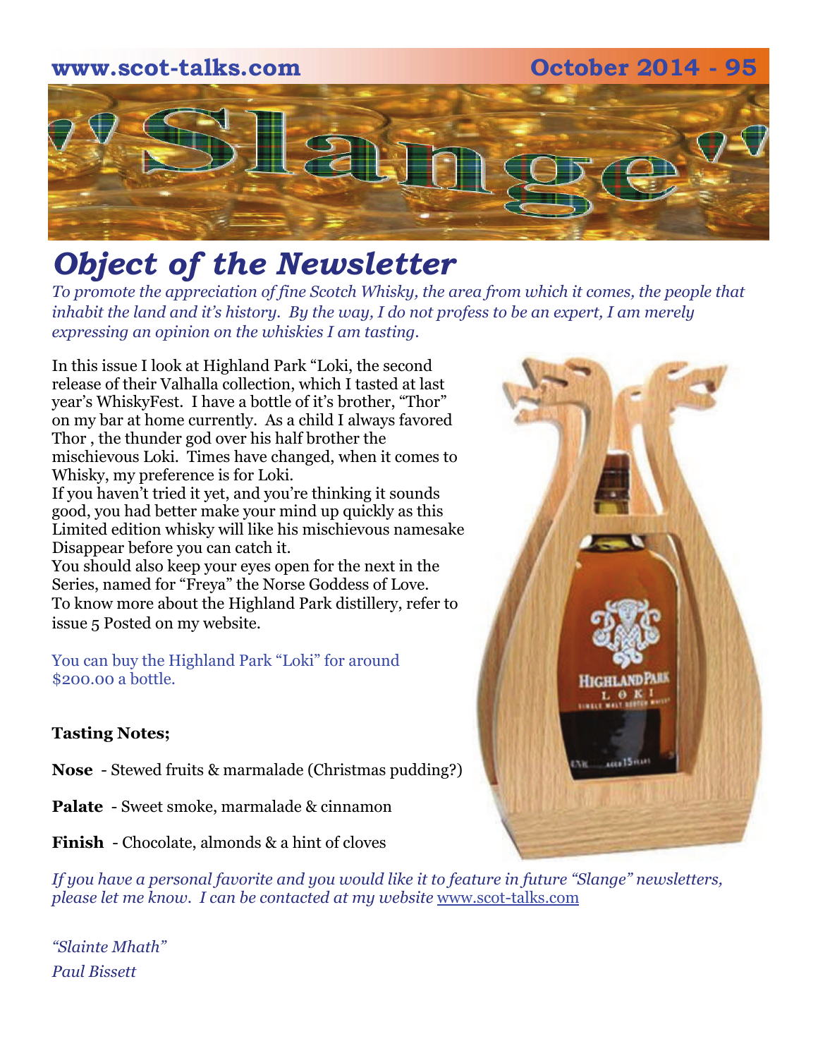www.scot-talks.com October 2014 - 95

# "Slange"

## *Object of the Newsletter*

*To promote the appreciation of fine Scotch Whisky, the area from which it comes, the people that inhabit the land and it's history. By the way, I do not profess to be an expert, I am merely expressing an opinion on the whiskies I am tasting.*

In this issue I look at Highland Park "Loki, the second release of their Valhalla collection, which I tasted at last year's WhiskyFest. I have a bottle of it's brother, "Thor" on my bar at home currently. As a child I always favored Thor , the thunder god over his half brother the mischievous Loki. Times have changed, when it comes to Whisky, my preference is for Loki.

If you haven't tried it yet, and you're thinking it sounds good, you had better make your mind up quickly as this Limited edition whisky will like his mischievous namesake Disappear before you can catch it.

You should also keep your eyes open for the next in the Series, named for "Freya" the Norse Goddess of Love.

To know more about the Highland Park distillery, refer to issue 5 Posted on my website.

You can buy the Highland Park "Loki" for around $200.00 a bottle.

**Tasting Notes;**

**Nose** - Stewed fruits & marmalade (Christmas pudding?)

**Palate** - Sweet smoke, marmalade & cinnamon

**Finish** - Chocolate, almonds & a hint of cloves

*If you have a personal favorite and you would like it to feature in future "Slange" newsletters, please let me know. I can be contacted at my website* www.scot-talks.com

*"Slainte Mhath"*

*Paul Bissett*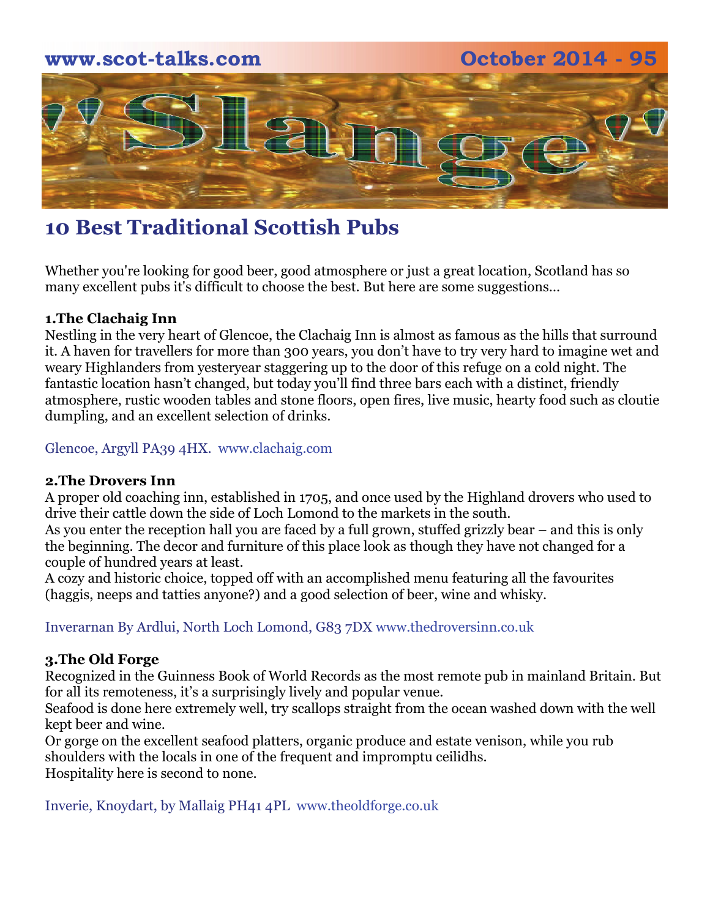# 10 Best Traditional Scottish Pubs

Whether you're looking for good beer, good atmosphere or just a great location, Scotland has so many excellent pubs it's difficult to choose the best. But here are some suggestions…

**1.The Clachaig Inn**

Nestling in the very heart of Glencoe, the Clachaig Inn is almost as famous as the hills that surround it. A haven for travellers for more than 300 years, you don't have to try very hard to imagine wet and weary Highlanders from yesteryear staggering up to the door of this refuge on a cold night. The fantastic location hasn't changed, but today you'll find three bars each with a distinct, friendly atmosphere, rustic wooden tables and stone floors, open fires, live music, hearty food such as cloutie dumpling, and an excellent selection of drinks.

Glencoe, Argyll PA39 4HX. www.clachaig.com

**2.The Drovers Inn**

A proper old coaching inn, established in 1705, and once used by the Highland drovers who used to drive their cattle down the side of Loch Lomond to the markets in the south.

As you enter the reception hall you are faced by a full grown, stuffed grizzly bear – and this is only the beginning. The decor and furniture of this place look as though they have not changed for a couple of hundred years at least.

A cozy and historic choice, topped off with an accomplished menu featuring all the favourites (haggis, neeps and tatties anyone?) and a good selection of beer, wine and whisky.

Inverarnan By Ardlui, North Loch Lomond, G83 7DX www.thedroversinn.co.uk

**3.The Old Forge**

Recognized in the Guinness Book of World Records as the most remote pub in mainland Britain. But for all its remoteness, it's a surprisingly lively and popular venue.

Seafood is done here extremely well, try scallops straight from the ocean washed down with the well kept beer and wine.

Or gorge on the excellent seafood platters, organic produce and estate venison, while you rub shoulders with the locals in one of the frequent and impromptu ceilidhs.

Hospitality here is second to none.

Inverie, Knoydart, by Mallaig PH41 4PL www.theoldforge.co.uk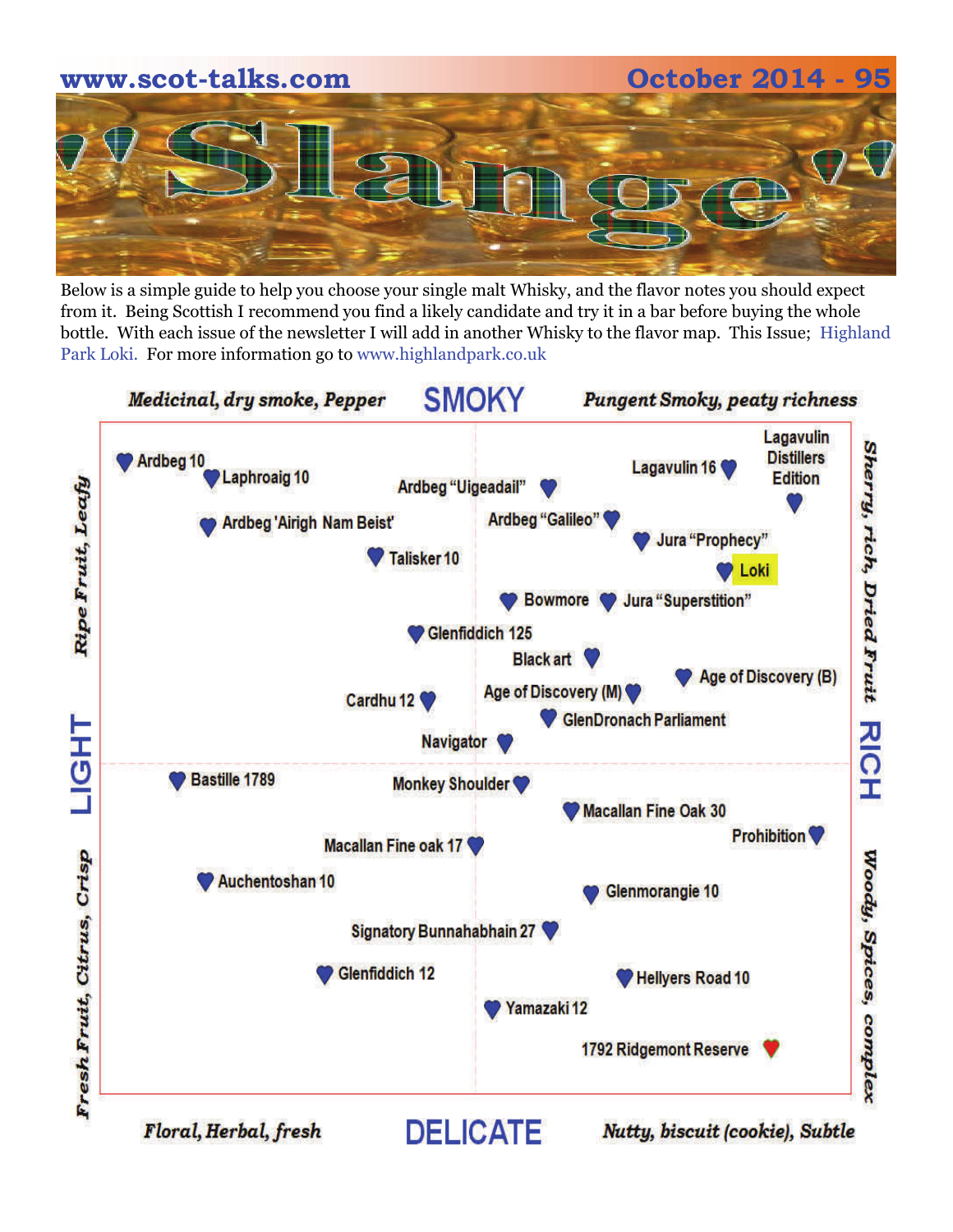# 'Slange'

Below is a simple guide to help you choose your single malt Whisky, and the flavor notes you should expect from it. Being Scottish I recommend you find a likely candidate and try it in a bar before buying the whole bottle. With each issue of the newsletter I will add in another Whisky to the flavor map. This Issue; Highland Park Loki. For more information go to www.highlandpark.co.uk

*Medicinal, dry smoke, Pepper* — **SMOKY** — *Pungent Smoky, peaty richness*

*Ripe Fruit, Leafy* — **LIGHT** — *Fresh Fruit, Citrus, Crisp*

*Sherry, rich, Dried Fruit* — **RICH** — *Woody, Spices, complex*

*Floral, Herbal, fresh* — **DELICATE** — *Nutty, biscuit (cookie), Subtle*

Ardbeg 10
Laphroaig 10
Ardbeg "Uigeadail"
Lagavulin 16
Lagavulin Distillers Edition
Ardbeg 'Airigh Nam Beist'
Ardbeg "Galileo"
Jura "Prophecy"
Talisker 10
Loki
Bowmore
Jura "Superstition"
Glenfiddich 125
Black art
Age of Discovery (B)
Cardhu 12
Age of Discovery (M)
GlenDronach Parliament
Navigator
Bastille 1789
Monkey Shoulder
Macallan Fine Oak 30
Prohibition
Macallan Fine oak 17
Auchentoshan 10
Glenmorangie 10
Signatory Bunnahabhain 27
Glenfiddich 12
Hellyers Road 10
Yamazaki 12
1792 Ridgemont Reserve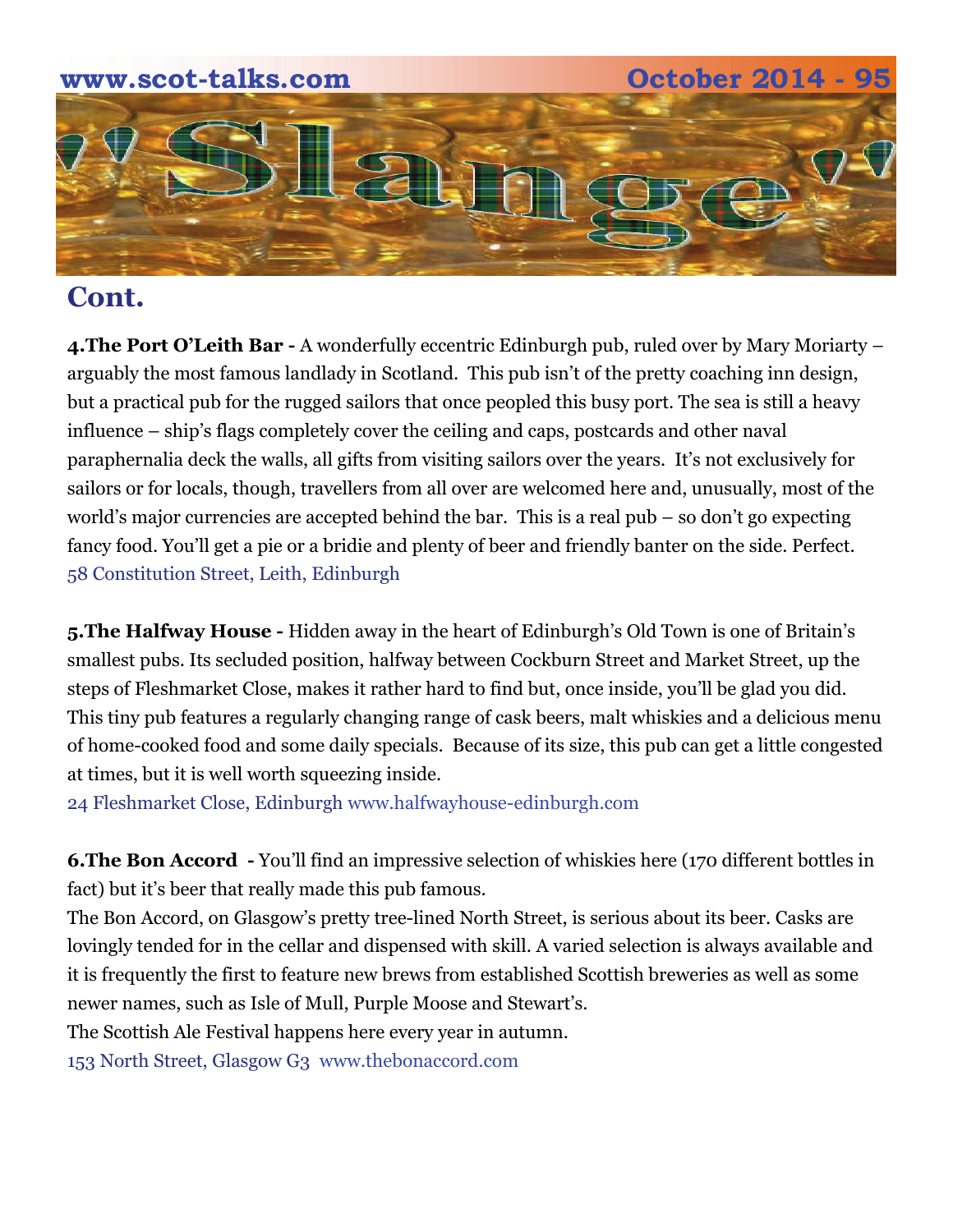## Cont.

**4.The Port O'Leith Bar -** A wonderfully eccentric Edinburgh pub, ruled over by Mary Moriarty – arguably the most famous landlady in Scotland. This pub isn't of the pretty coaching inn design, but a practical pub for the rugged sailors that once peopled this busy port. The sea is still a heavy influence – ship's flags completely cover the ceiling and caps, postcards and other naval paraphernalia deck the walls, all gifts from visiting sailors over the years. It's not exclusively for sailors or for locals, though, travellers from all over are welcomed here and, unusually, most of the world's major currencies are accepted behind the bar. This is a real pub – so don't go expecting fancy food. You'll get a pie or a bridie and plenty of beer and friendly banter on the side. Perfect.
58 Constitution Street, Leith, Edinburgh

**5.The Halfway House -** Hidden away in the heart of Edinburgh's Old Town is one of Britain's smallest pubs. Its secluded position, halfway between Cockburn Street and Market Street, up the steps of Fleshmarket Close, makes it rather hard to find but, once inside, you'll be glad you did. This tiny pub features a regularly changing range of cask beers, malt whiskies and a delicious menu of home-cooked food and some daily specials. Because of its size, this pub can get a little congested at times, but it is well worth squeezing inside.
24 Fleshmarket Close, Edinburgh www.halfwayhouse-edinburgh.com

**6.The Bon Accord -** You'll find an impressive selection of whiskies here (170 different bottles in fact) but it's beer that really made this pub famous.
The Bon Accord, on Glasgow's pretty tree-lined North Street, is serious about its beer. Casks are lovingly tended for in the cellar and dispensed with skill. A varied selection is always available and it is frequently the first to feature new brews from established Scottish breweries as well as some newer names, such as Isle of Mull, Purple Moose and Stewart's.
The Scottish Ale Festival happens here every year in autumn.
153 North Street, Glasgow G3 www.thebonaccord.com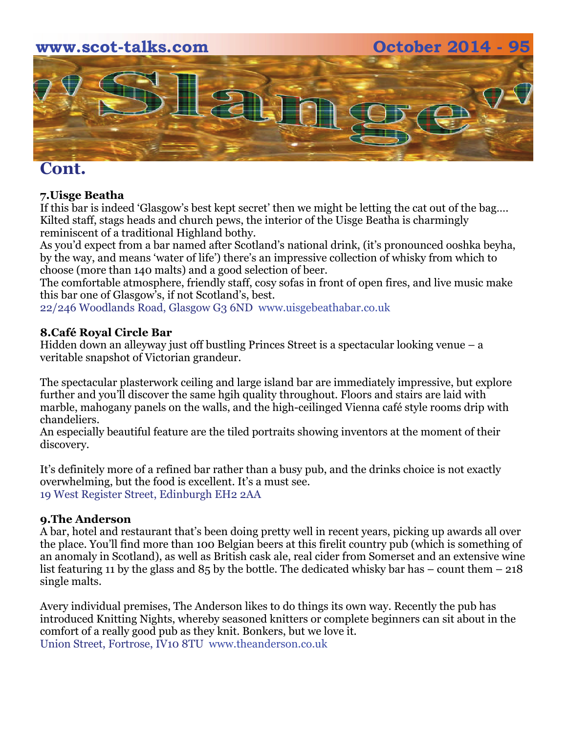# Slange

## Cont.

**7.Uisge Beatha**
If this bar is indeed 'Glasgow's best kept secret' then we might be letting the cat out of the bag…. Kilted staff, stags heads and church pews, the interior of the Uisge Beatha is charmingly reminiscent of a traditional Highland bothy.
As you'd expect from a bar named after Scotland's national drink, (it's pronounced ooshka beyha, by the way, and means 'water of life') there's an impressive collection of whisky from which to choose (more than 140 malts) and a good selection of beer.
The comfortable atmosphere, friendly staff, cosy sofas in front of open fires, and live music make this bar one of Glasgow's, if not Scotland's, best.
22/246 Woodlands Road, Glasgow G3 6ND www.uisgebeathabar.co.uk

**8.Café Royal Circle Bar**
Hidden down an alleyway just off bustling Princes Street is a spectacular looking venue – a veritable snapshot of Victorian grandeur.

The spectacular plasterwork ceiling and large island bar are immediately impressive, but explore further and you'll discover the same hgih quality throughout. Floors and stairs are laid with marble, mahogany panels on the walls, and the high-ceilinged Vienna café style rooms drip with chandeliers.
An especially beautiful feature are the tiled portraits showing inventors at the moment of their discovery.

It's definitely more of a refined bar rather than a busy pub, and the drinks choice is not exactly overwhelming, but the food is excellent. It's a must see.
19 West Register Street, Edinburgh EH2 2AA

**9.The Anderson**
A bar, hotel and restaurant that's been doing pretty well in recent years, picking up awards all over the place. You'll find more than 100 Belgian beers at this firelit country pub (which is something of an anomaly in Scotland), as well as British cask ale, real cider from Somerset and an extensive wine list featuring 11 by the glass and 85 by the bottle. The dedicated whisky bar has – count them – 218 single malts.

Avery individual premises, The Anderson likes to do things its own way. Recently the pub has introduced Knitting Nights, whereby seasoned knitters or complete beginners can sit about in the comfort of a really good pub as they knit. Bonkers, but we love it.
Union Street, Fortrose, IV10 8TU www.theanderson.co.uk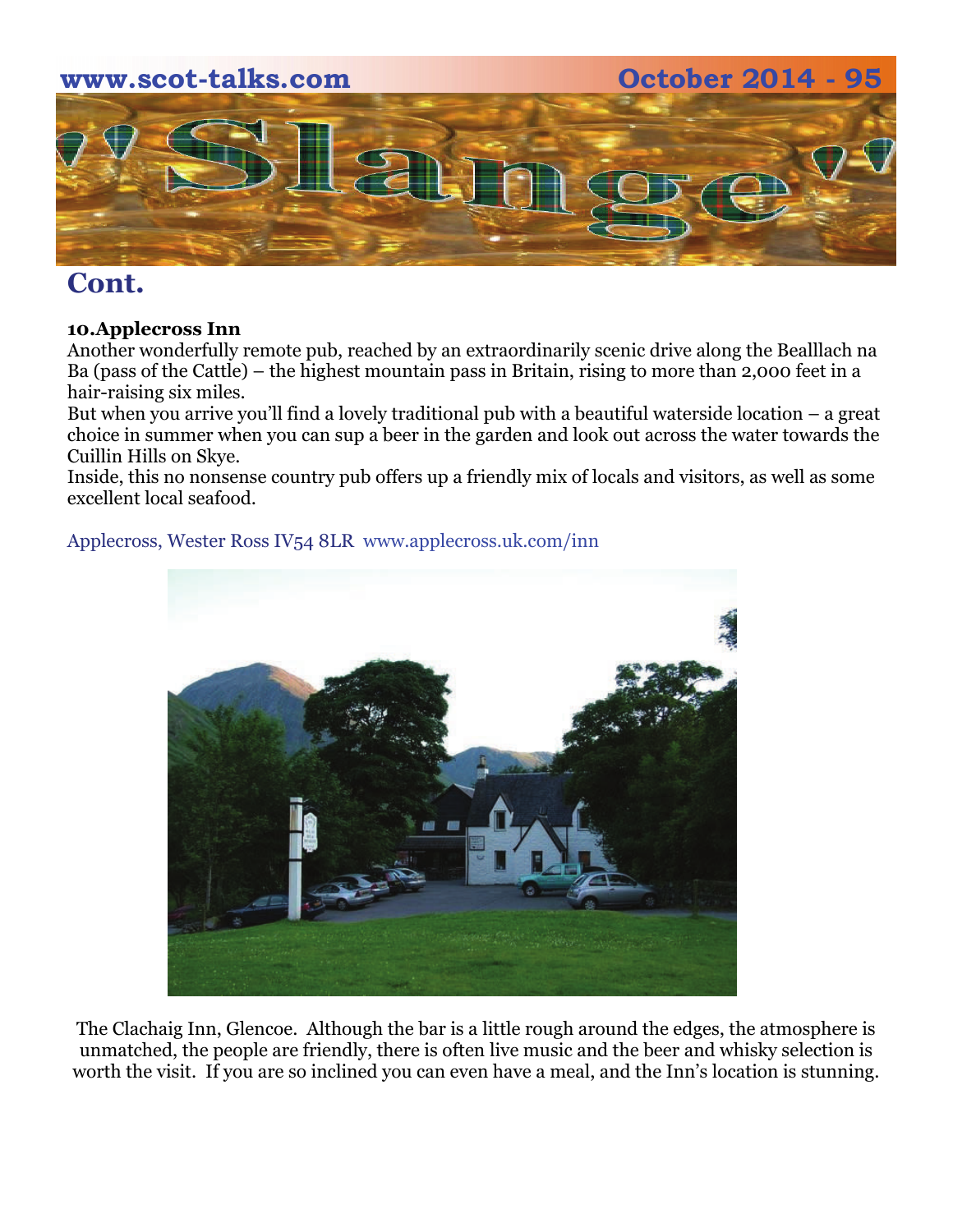## Cont.

**10.Applecross Inn**

Another wonderfully remote pub, reached by an extraordinarily scenic drive along the Bealllach na Ba (pass of the Cattle) – the highest mountain pass in Britain, rising to more than 2,000 feet in a hair-raising six miles.

But when you arrive you'll find a lovely traditional pub with a beautiful waterside location – a great choice in summer when you can sup a beer in the garden and look out across the water towards the Cuillin Hills on Skye.

Inside, this no nonsense country pub offers up a friendly mix of locals and visitors, as well as some excellent local seafood.

Applecross, Wester Ross IV54 8LR www.applecross.uk.com/inn

The Clachaig Inn, Glencoe. Although the bar is a little rough around the edges, the atmosphere is unmatched, the people are friendly, there is often live music and the beer and whisky selection is worth the visit. If you are so inclined you can even have a meal, and the Inn's location is stunning.